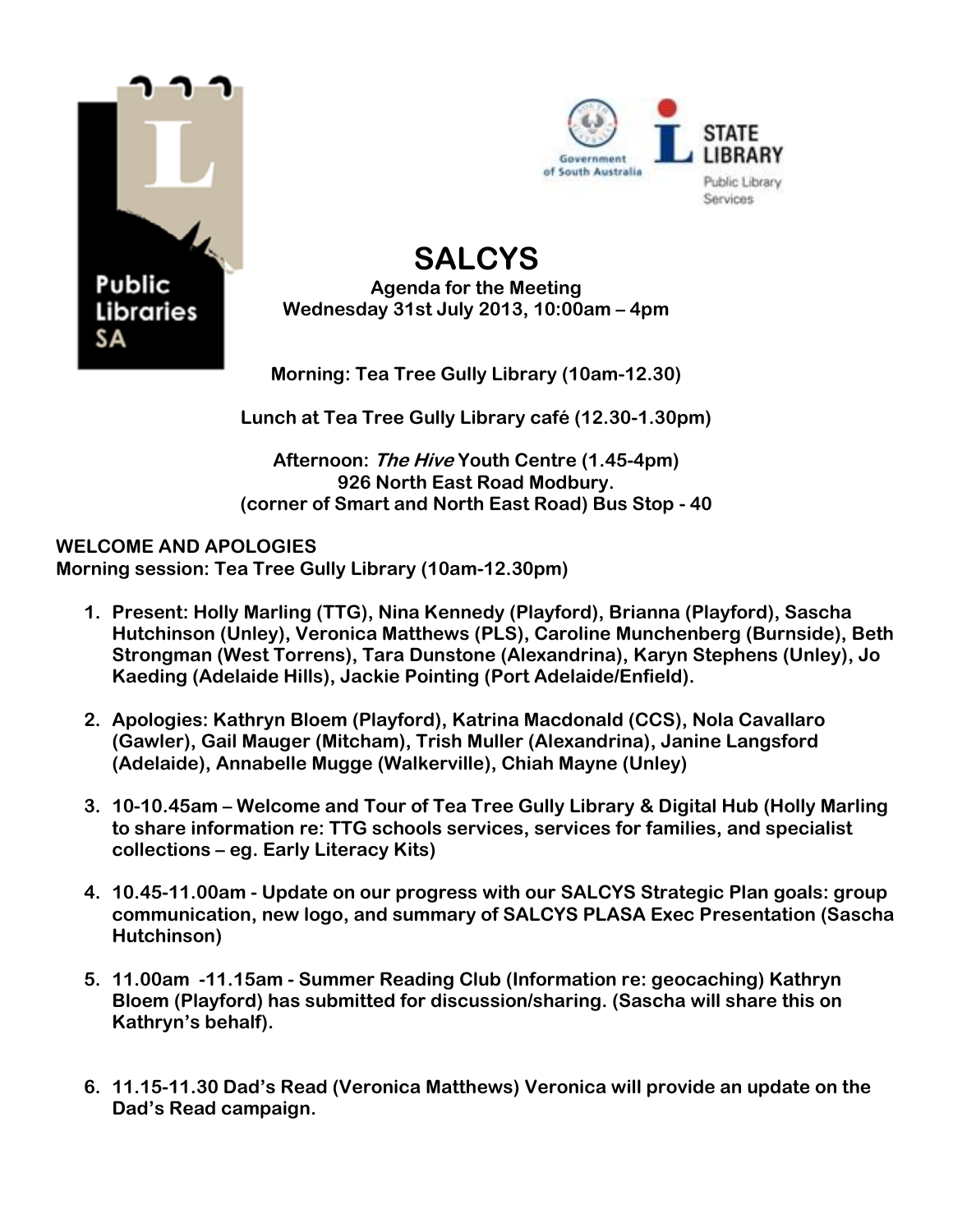# SALCYS

**Agenda for the Meeting**
**Wednesday 31st July 2013, 10:00am – 4pm**

**Morning: Tea Tree Gully Library (10am-12.30)**

**Lunch at Tea Tree Gully Library café (12.30-1.30pm)**

**Afternoon: *The Hive* Youth Centre (1.45-4pm)**
**926 North East Road Modbury.**
**(corner of Smart and North East Road) Bus Stop - 40**

**WELCOME AND APOLOGIES**
**Morning session: Tea Tree Gully Library (10am-12.30pm)**

1. **Present: Holly Marling (TTG), Nina Kennedy (Playford), Brianna (Playford), Sascha Hutchinson (Unley), Veronica Matthews (PLS), Caroline Munchenberg (Burnside), Beth Strongman (West Torrens), Tara Dunstone (Alexandrina), Karyn Stephens (Unley), Jo Kaeding (Adelaide Hills), Jackie Pointing (Port Adelaide/Enfield).**

2. **Apologies: Kathryn Bloem (Playford), Katrina Macdonald (CCS), Nola Cavallaro (Gawler), Gail Mauger (Mitcham), Trish Muller (Alexandrina), Janine Langsford (Adelaide), Annabelle Mugge (Walkerville), Chiah Mayne (Unley)**

3. **10-10.45am – Welcome and Tour of Tea Tree Gully Library & Digital Hub (Holly Marling to share information re: TTG schools services, services for families, and specialist collections – eg. Early Literacy Kits)**

4. **10.45-11.00am - Update on our progress with our SALCYS Strategic Plan goals: group communication, new logo, and summary of SALCYS PLASA Exec Presentation (Sascha Hutchinson)**

5. **11.00am -11.15am - Summer Reading Club (Information re: geocaching) Kathryn Bloem (Playford) has submitted for discussion/sharing. (Sascha will share this on Kathryn's behalf).**

6. **11.15-11.30 Dad's Read (Veronica Matthews) Veronica will provide an update on the Dad's Read campaign.**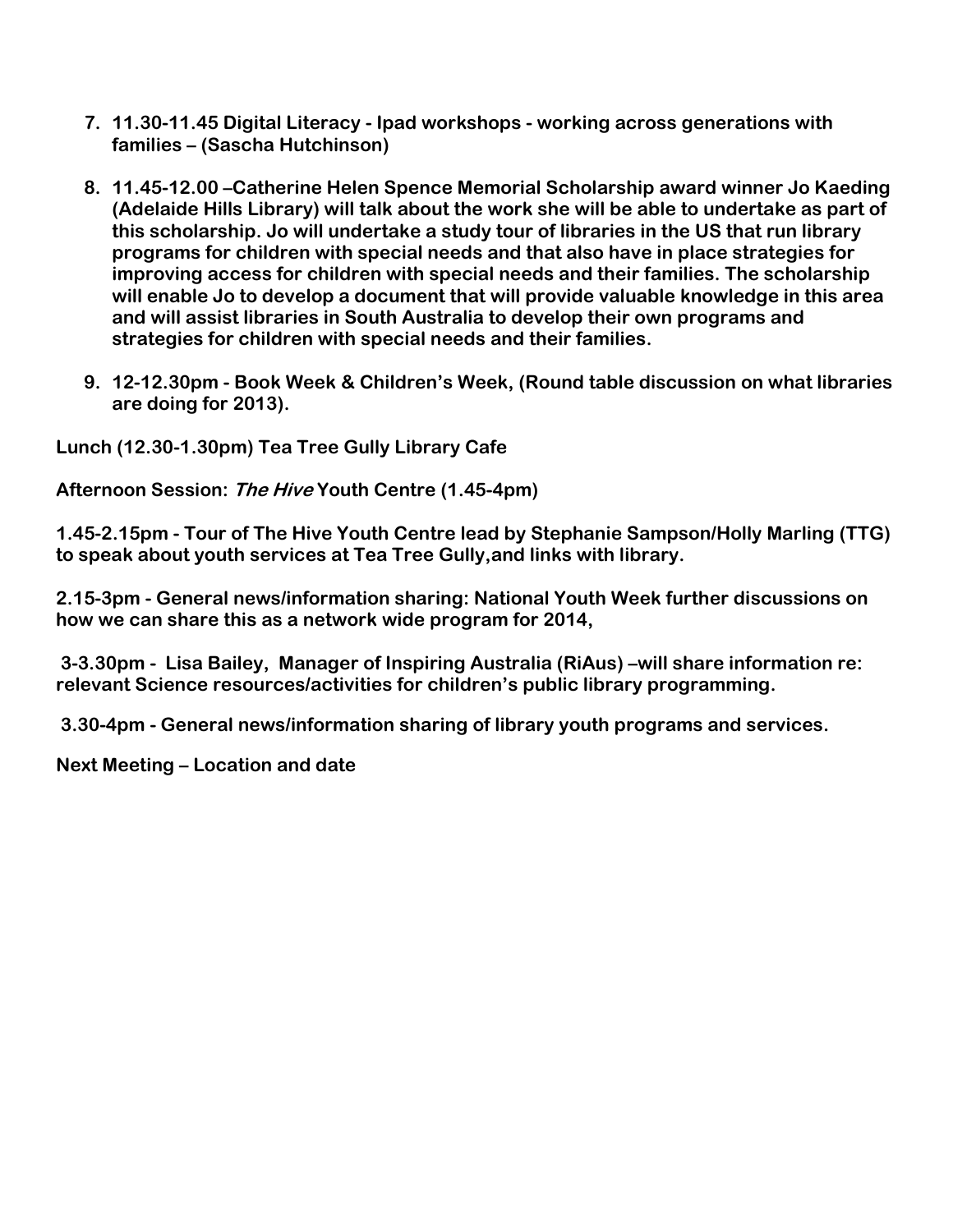7. **11.30-11.45 Digital Literacy - Ipad workshops - working across generations with families – (Sascha Hutchinson)**

8. **11.45-12.00 –Catherine Helen Spence Memorial Scholarship award winner Jo Kaeding (Adelaide Hills Library) will talk about the work she will be able to undertake as part of this scholarship. Jo will undertake a study tour of libraries in the US that run library programs for children with special needs and that also have in place strategies for improving access for children with special needs and their families. The scholarship will enable Jo to develop a document that will provide valuable knowledge in this area and will assist libraries in South Australia to develop their own programs and strategies for children with special needs and their families.**

9. **12-12.30pm - Book Week & Children's Week, (Round table discussion on what libraries are doing for 2013).**

**Lunch (12.30-1.30pm) Tea Tree Gully Library Cafe**

**Afternoon Session: *The Hive* Youth Centre (1.45-4pm)**

**1.45-2.15pm - Tour of The Hive Youth Centre lead by Stephanie Sampson/Holly Marling (TTG) to speak about youth services at Tea Tree Gully,and links with library.**

**2.15-3pm - General news/information sharing: National Youth Week further discussions on how we can share this as a network wide program for 2014,**

**3-3.30pm - Lisa Bailey, Manager of Inspiring Australia (RiAus) –will share information re: relevant Science resources/activities for children's public library programming.**

**3.30-4pm - General news/information sharing of library youth programs and services.**

**Next Meeting – Location and date**